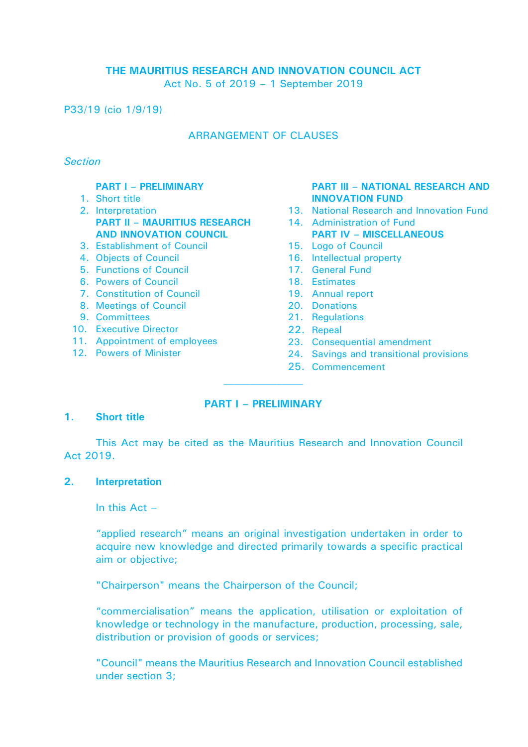# THE MAURITIUS RESEARCH AND INNOVATION COUNCIL ACT

Act No. 5 of 2019 – 1 September 2019

P33/19 (cio 1/9/19)

## ARRANGEMENT OF CLAUSES

*Section*

**PART I – PRELIMINARY**

1. Short title
2. Interpretation

**PART II – MAURITIUS RESEARCH AND INNOVATION COUNCIL**

3. Establishment of Council
4. Objects of Council
5. Functions of Council
6. Powers of Council
7. Constitution of Council
8. Meetings of Council
9. Committees
10. Executive Director
11. Appointment of employees
12. Powers of Minister

**PART III – NATIONAL RESEARCH AND INNOVATION FUND**

13. National Research and Innovation Fund
14. Administration of Fund

**PART IV – MISCELLANEOUS**

15. Logo of Council
16. Intellectual property
17. General Fund
18. Estimates
19. Annual report
20. Donations
21. Regulations
22. Repeal
23. Consequential amendment
24. Savings and transitional provisions
25. Commencement

---

## PART I – PRELIMINARY

### 1. Short title

This Act may be cited as the Mauritius Research and Innovation Council Act 2019.

### 2. Interpretation

In this Act –

“applied research” means an original investigation undertaken in order to acquire new knowledge and directed primarily towards a specific practical aim or objective;

"Chairperson" means the Chairperson of the Council;

“commercialisation” means the application, utilisation or exploitation of knowledge or technology in the manufacture, production, processing, sale, distribution or provision of goods or services;

"Council" means the Mauritius Research and Innovation Council established under section 3;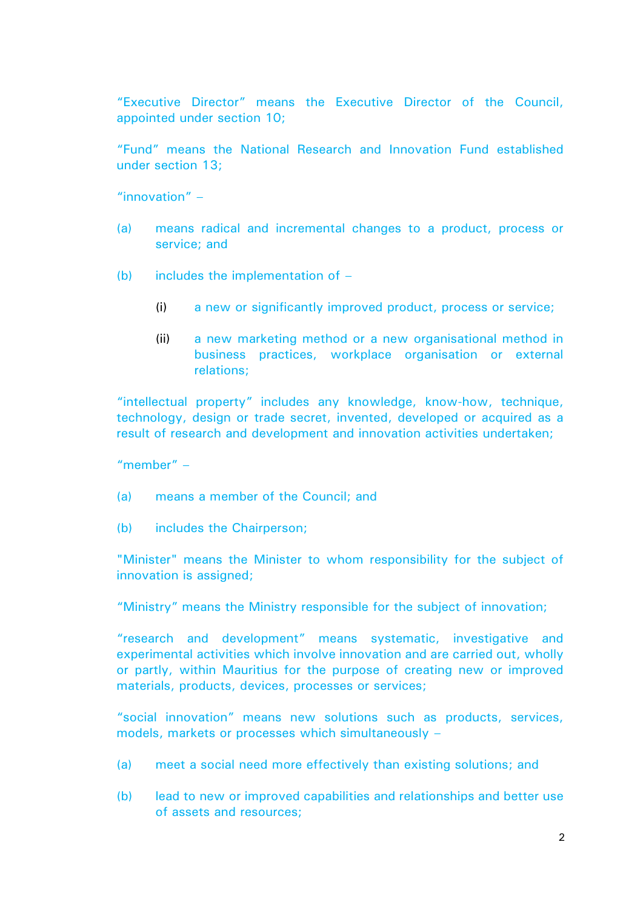"Executive Director" means the Executive Director of the Council, appointed under section 10;

"Fund" means the National Research and Innovation Fund established under section 13;

"innovation" –

(a) means radical and incremental changes to a product, process or service; and

(b) includes the implementation of –

(i) a new or significantly improved product, process or service;

(ii) a new marketing method or a new organisational method in business practices, workplace organisation or external relations;

"intellectual property" includes any knowledge, know-how, technique, technology, design or trade secret, invented, developed or acquired as a result of research and development and innovation activities undertaken;

"member" –

(a) means a member of the Council; and

(b) includes the Chairperson;

"Minister" means the Minister to whom responsibility for the subject of innovation is assigned;

"Ministry" means the Ministry responsible for the subject of innovation;

"research and development" means systematic, investigative and experimental activities which involve innovation and are carried out, wholly or partly, within Mauritius for the purpose of creating new or improved materials, products, devices, processes or services;

"social innovation" means new solutions such as products, services, models, markets or processes which simultaneously –

(a) meet a social need more effectively than existing solutions; and

(b) lead to new or improved capabilities and relationships and better use of assets and resources;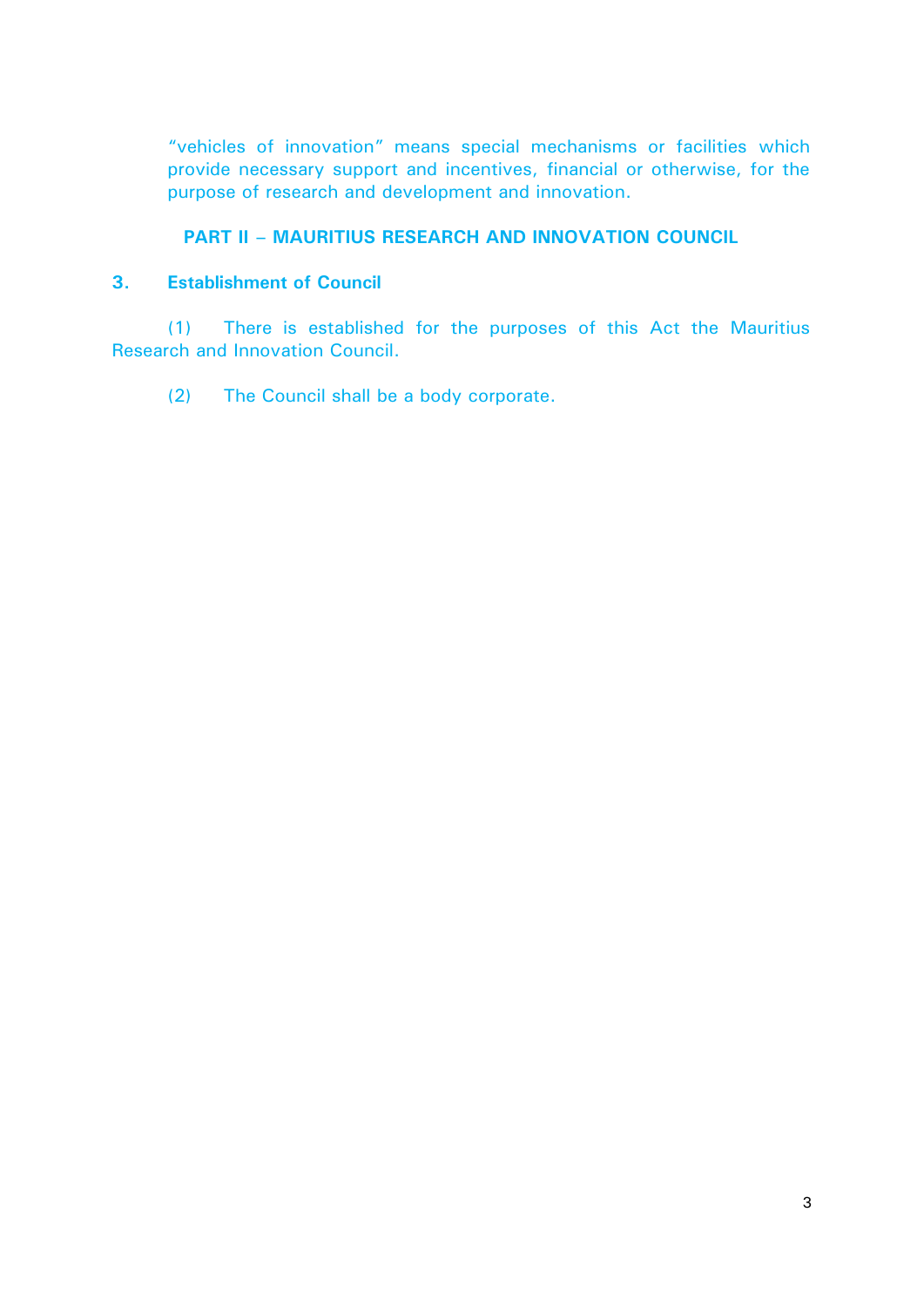"vehicles of innovation" means special mechanisms or facilities which provide necessary support and incentives, financial or otherwise, for the purpose of research and development and innovation.

## PART II – MAURITIUS RESEARCH AND INNOVATION COUNCIL

### 3. Establishment of Council

(1) There is established for the purposes of this Act the Mauritius Research and Innovation Council.

(2) The Council shall be a body corporate.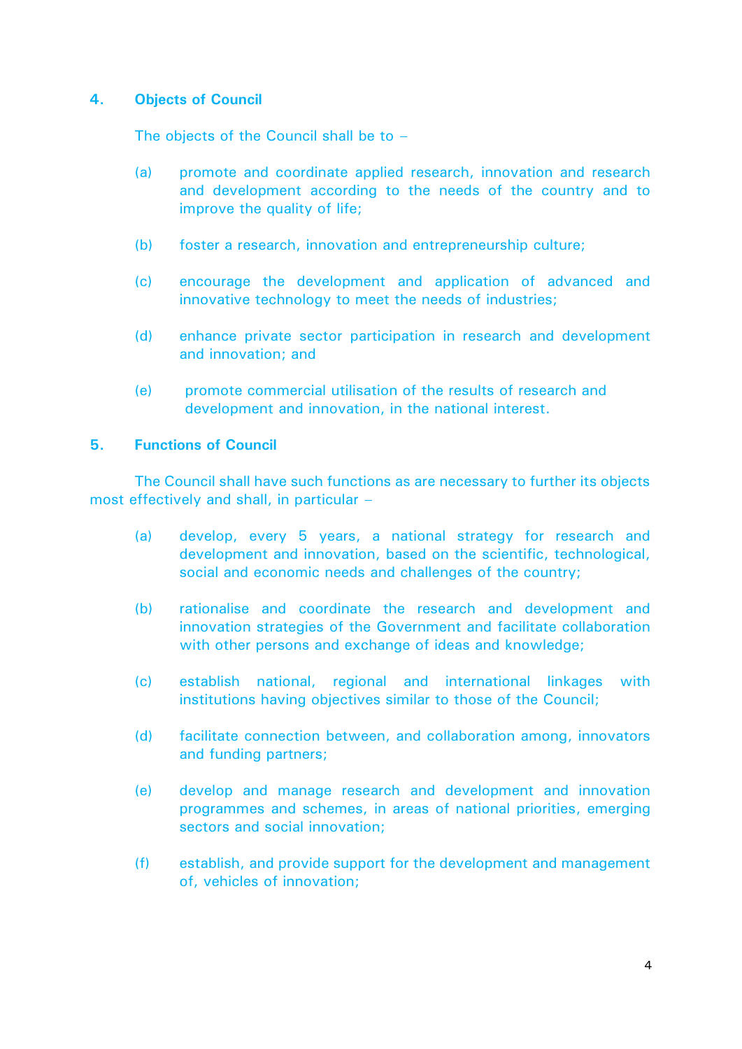## 4. Objects of Council

The objects of the Council shall be to –

(a) promote and coordinate applied research, innovation and research and development according to the needs of the country and to improve the quality of life;

(b) foster a research, innovation and entrepreneurship culture;

(c) encourage the development and application of advanced and innovative technology to meet the needs of industries;

(d) enhance private sector participation in research and development and innovation; and

(e) promote commercial utilisation of the results of research and development and innovation, in the national interest.

## 5. Functions of Council

The Council shall have such functions as are necessary to further its objects most effectively and shall, in particular –

(a) develop, every 5 years, a national strategy for research and development and innovation, based on the scientific, technological, social and economic needs and challenges of the country;

(b) rationalise and coordinate the research and development and innovation strategies of the Government and facilitate collaboration with other persons and exchange of ideas and knowledge;

(c) establish national, regional and international linkages with institutions having objectives similar to those of the Council;

(d) facilitate connection between, and collaboration among, innovators and funding partners;

(e) develop and manage research and development and innovation programmes and schemes, in areas of national priorities, emerging sectors and social innovation;

(f) establish, and provide support for the development and management of, vehicles of innovation;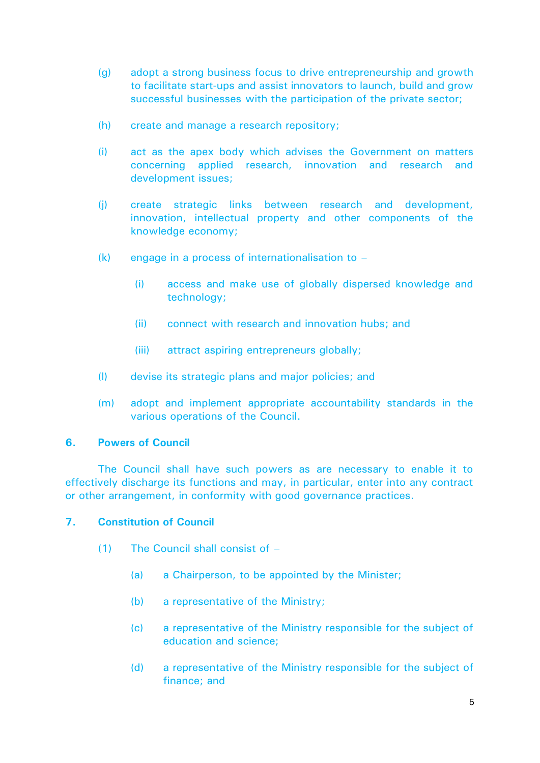(g) adopt a strong business focus to drive entrepreneurship and growth to facilitate start-ups and assist innovators to launch, build and grow successful businesses with the participation of the private sector;

(h) create and manage a research repository;

(i) act as the apex body which advises the Government on matters concerning applied research, innovation and research and development issues;

(j) create strategic links between research and development, innovation, intellectual property and other components of the knowledge economy;

(k) engage in a process of internationalisation to –

  (i) access and make use of globally dispersed knowledge and technology;

  (ii) connect with research and innovation hubs; and

  (iii) attract aspiring entrepreneurs globally;

(l) devise its strategic plans and major policies; and

(m) adopt and implement appropriate accountability standards in the various operations of the Council.

### 6. Powers of Council

The Council shall have such powers as are necessary to enable it to effectively discharge its functions and may, in particular, enter into any contract or other arrangement, in conformity with good governance practices.

### 7. Constitution of Council

(1) The Council shall consist of –

  (a) a Chairperson, to be appointed by the Minister;

  (b) a representative of the Ministry;

  (c) a representative of the Ministry responsible for the subject of education and science;

  (d) a representative of the Ministry responsible for the subject of finance; and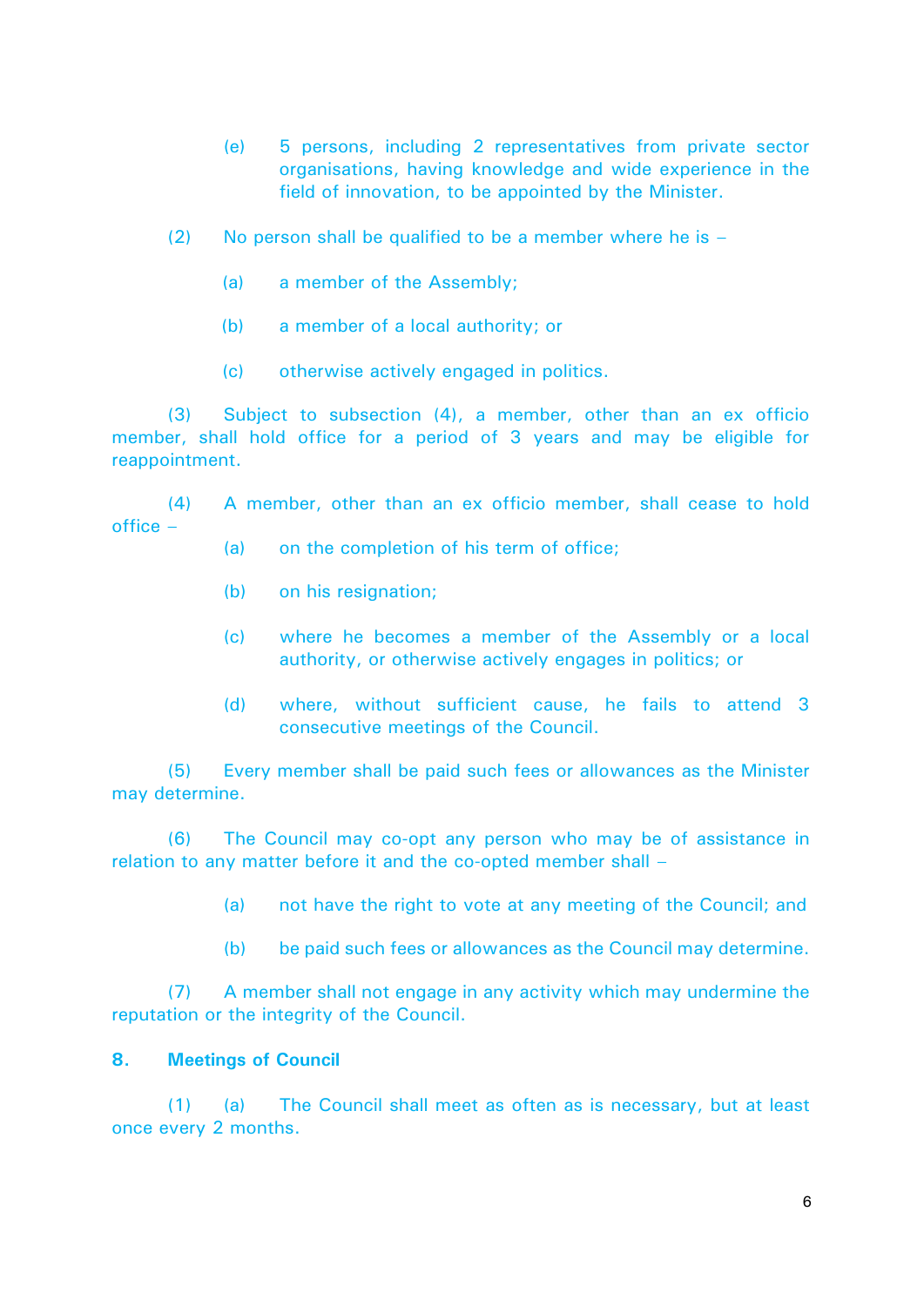(e) 5 persons, including 2 representatives from private sector organisations, having knowledge and wide experience in the field of innovation, to be appointed by the Minister.

(2) No person shall be qualified to be a member where he is –

(a) a member of the Assembly;

(b) a member of a local authority; or

(c) otherwise actively engaged in politics.

(3) Subject to subsection (4), a member, other than an ex officio member, shall hold office for a period of 3 years and may be eligible for reappointment.

(4) A member, other than an ex officio member, shall cease to hold office –

(a) on the completion of his term of office;

(b) on his resignation;

(c) where he becomes a member of the Assembly or a local authority, or otherwise actively engages in politics; or

(d) where, without sufficient cause, he fails to attend 3 consecutive meetings of the Council.

(5) Every member shall be paid such fees or allowances as the Minister may determine.

(6) The Council may co-opt any person who may be of assistance in relation to any matter before it and the co-opted member shall –

(a) not have the right to vote at any meeting of the Council; and

(b) be paid such fees or allowances as the Council may determine.

(7) A member shall not engage in any activity which may undermine the reputation or the integrity of the Council.

## 8. Meetings of Council

(1) (a) The Council shall meet as often as is necessary, but at least once every 2 months.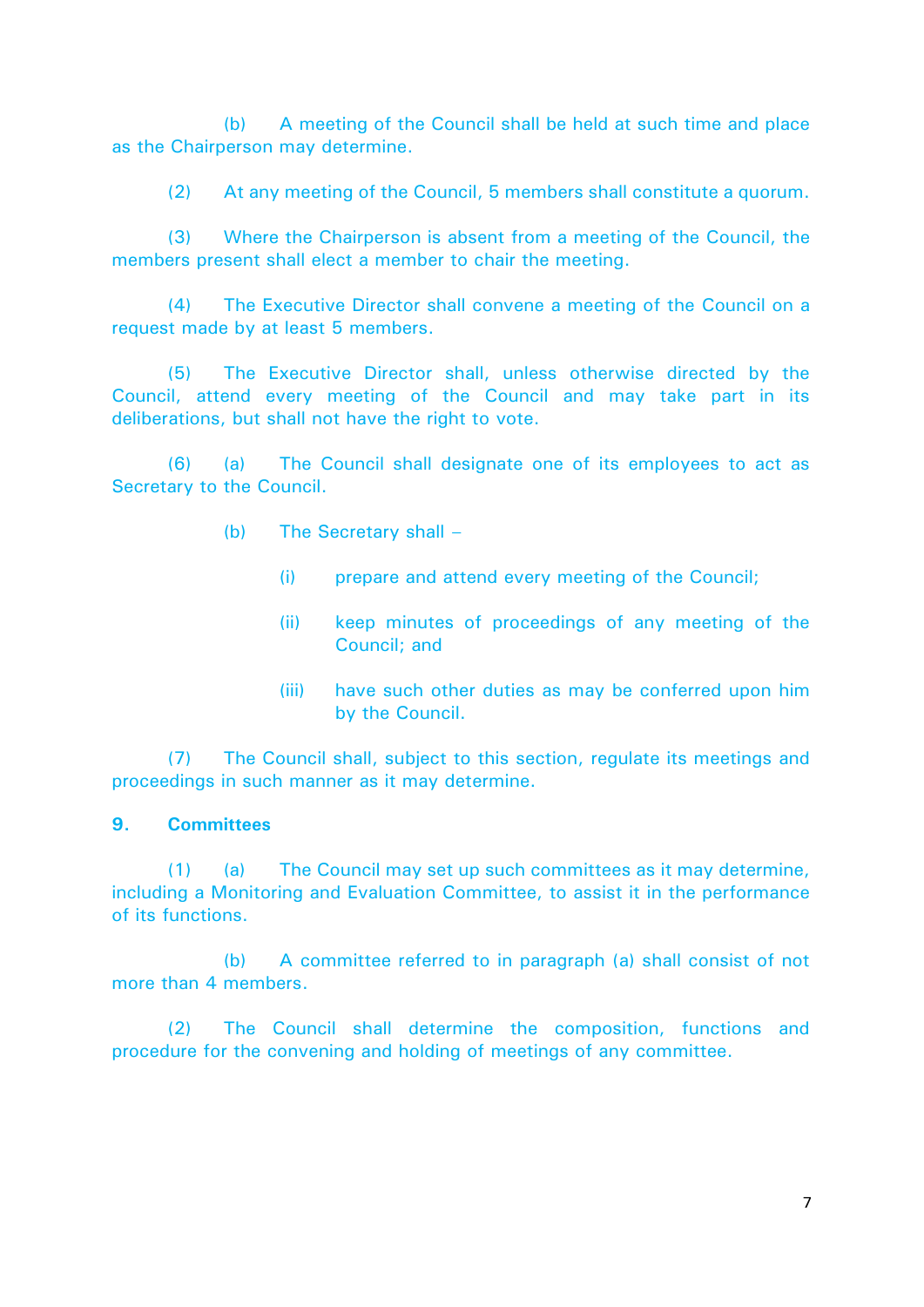(b) A meeting of the Council shall be held at such time and place as the Chairperson may determine.

(2) At any meeting of the Council, 5 members shall constitute a quorum.

(3) Where the Chairperson is absent from a meeting of the Council, the members present shall elect a member to chair the meeting.

(4) The Executive Director shall convene a meeting of the Council on a request made by at least 5 members.

(5) The Executive Director shall, unless otherwise directed by the Council, attend every meeting of the Council and may take part in its deliberations, but shall not have the right to vote.

(6) (a) The Council shall designate one of its employees to act as Secretary to the Council.

(b) The Secretary shall –

(i) prepare and attend every meeting of the Council;

(ii) keep minutes of proceedings of any meeting of the Council; and

(iii) have such other duties as may be conferred upon him by the Council.

(7) The Council shall, subject to this section, regulate its meetings and proceedings in such manner as it may determine.

**9. Committees**

(1) (a) The Council may set up such committees as it may determine, including a Monitoring and Evaluation Committee, to assist it in the performance of its functions.

(b) A committee referred to in paragraph (a) shall consist of not more than 4 members.

(2) The Council shall determine the composition, functions and procedure for the convening and holding of meetings of any committee.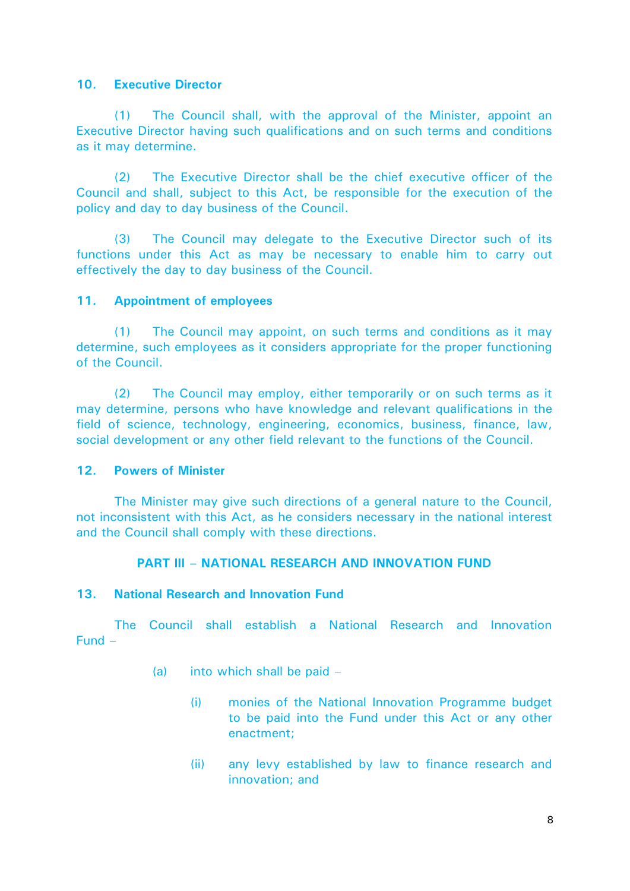### 10. Executive Director

(1) The Council shall, with the approval of the Minister, appoint an Executive Director having such qualifications and on such terms and conditions as it may determine.

(2) The Executive Director shall be the chief executive officer of the Council and shall, subject to this Act, be responsible for the execution of the policy and day to day business of the Council.

(3) The Council may delegate to the Executive Director such of its functions under this Act as may be necessary to enable him to carry out effectively the day to day business of the Council.

### 11. Appointment of employees

(1) The Council may appoint, on such terms and conditions as it may determine, such employees as it considers appropriate for the proper functioning of the Council.

(2) The Council may employ, either temporarily or on such terms as it may determine, persons who have knowledge and relevant qualifications in the field of science, technology, engineering, economics, business, finance, law, social development or any other field relevant to the functions of the Council.

### 12. Powers of Minister

The Minister may give such directions of a general nature to the Council, not inconsistent with this Act, as he considers necessary in the national interest and the Council shall comply with these directions.

## PART III – NATIONAL RESEARCH AND INNOVATION FUND

### 13. National Research and Innovation Fund

The Council shall establish a National Research and Innovation Fund –

(a) into which shall be paid –

(i) monies of the National Innovation Programme budget to be paid into the Fund under this Act or any other enactment;

(ii) any levy established by law to finance research and innovation; and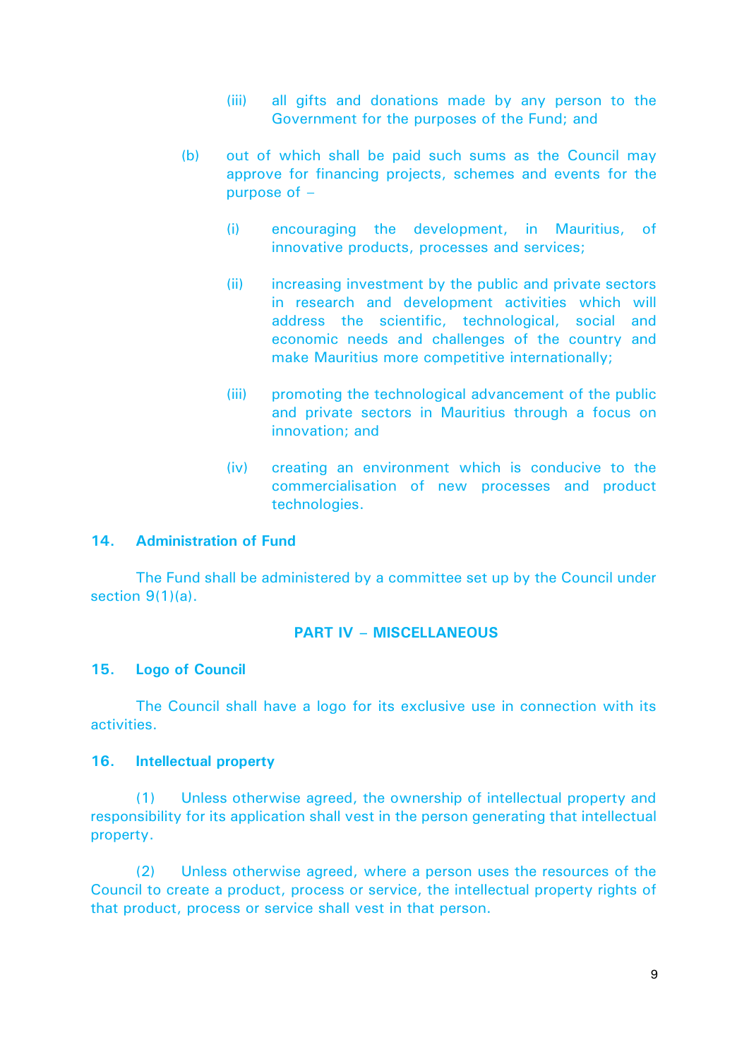(iii) all gifts and donations made by any person to the Government for the purposes of the Fund; and

(b) out of which shall be paid such sums as the Council may approve for financing projects, schemes and events for the purpose of –

(i) encouraging the development, in Mauritius, of innovative products, processes and services;

(ii) increasing investment by the public and private sectors in research and development activities which will address the scientific, technological, social and economic needs and challenges of the country and make Mauritius more competitive internationally;

(iii) promoting the technological advancement of the public and private sectors in Mauritius through a focus on innovation; and

(iv) creating an environment which is conducive to the commercialisation of new processes and product technologies.

### 14. Administration of Fund

The Fund shall be administered by a committee set up by the Council under section 9(1)(a).

## PART IV – MISCELLANEOUS

### 15. Logo of Council

The Council shall have a logo for its exclusive use in connection with its activities.

### 16. Intellectual property

(1) Unless otherwise agreed, the ownership of intellectual property and responsibility for its application shall vest in the person generating that intellectual property.

(2) Unless otherwise agreed, where a person uses the resources of the Council to create a product, process or service, the intellectual property rights of that product, process or service shall vest in that person.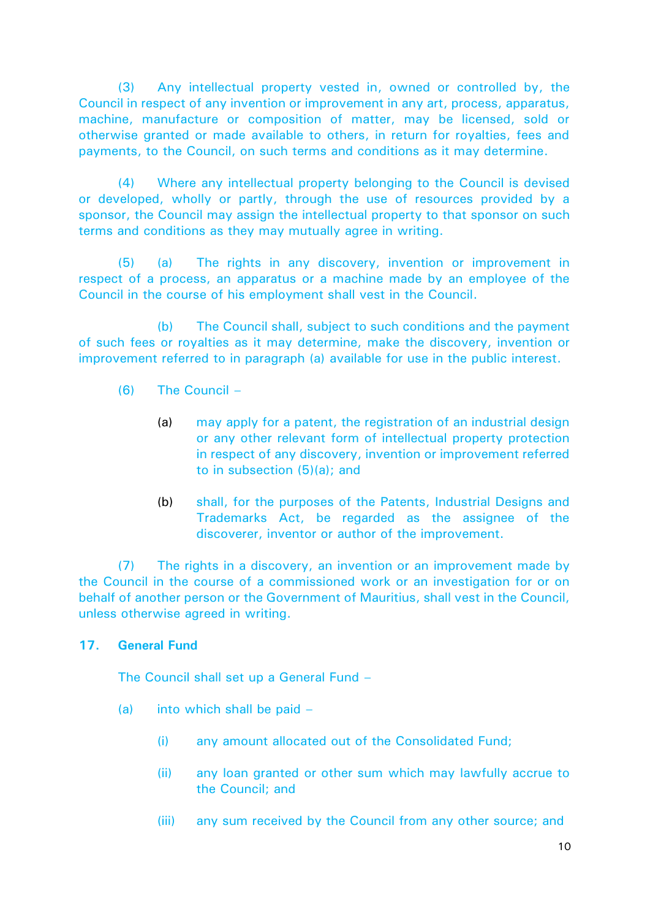(3) Any intellectual property vested in, owned or controlled by, the Council in respect of any invention or improvement in any art, process, apparatus, machine, manufacture or composition of matter, may be licensed, sold or otherwise granted or made available to others, in return for royalties, fees and payments, to the Council, on such terms and conditions as it may determine.

(4) Where any intellectual property belonging to the Council is devised or developed, wholly or partly, through the use of resources provided by a sponsor, the Council may assign the intellectual property to that sponsor on such terms and conditions as they may mutually agree in writing.

(5) (a) The rights in any discovery, invention or improvement in respect of a process, an apparatus or a machine made by an employee of the Council in the course of his employment shall vest in the Council.

(b) The Council shall, subject to such conditions and the payment of such fees or royalties as it may determine, make the discovery, invention or improvement referred to in paragraph (a) available for use in the public interest.

(6) The Council –

(a) may apply for a patent, the registration of an industrial design or any other relevant form of intellectual property protection in respect of any discovery, invention or improvement referred to in subsection (5)(a); and

(b) shall, for the purposes of the Patents, Industrial Designs and Trademarks Act, be regarded as the assignee of the discoverer, inventor or author of the improvement.

(7) The rights in a discovery, an invention or an improvement made by the Council in the course of a commissioned work or an investigation for or on behalf of another person or the Government of Mauritius, shall vest in the Council, unless otherwise agreed in writing.

## 17. General Fund

The Council shall set up a General Fund –

(a) into which shall be paid –

(i) any amount allocated out of the Consolidated Fund;

(ii) any loan granted or other sum which may lawfully accrue to the Council; and

(iii) any sum received by the Council from any other source; and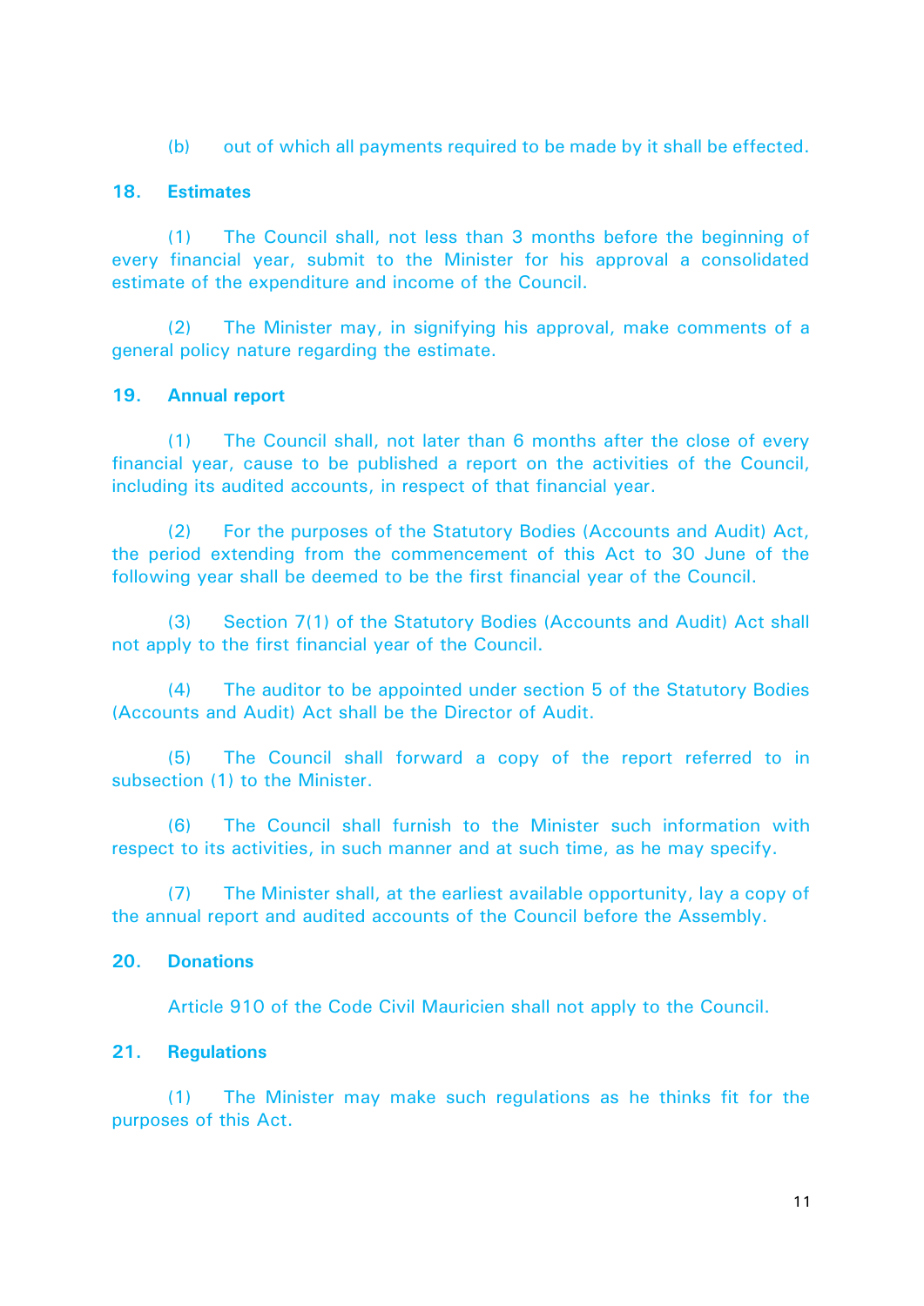(b) out of which all payments required to be made by it shall be effected.

### 18. Estimates

(1) The Council shall, not less than 3 months before the beginning of every financial year, submit to the Minister for his approval a consolidated estimate of the expenditure and income of the Council.

(2) The Minister may, in signifying his approval, make comments of a general policy nature regarding the estimate.

### 19. Annual report

(1) The Council shall, not later than 6 months after the close of every financial year, cause to be published a report on the activities of the Council, including its audited accounts, in respect of that financial year.

(2) For the purposes of the Statutory Bodies (Accounts and Audit) Act, the period extending from the commencement of this Act to 30 June of the following year shall be deemed to be the first financial year of the Council.

(3) Section 7(1) of the Statutory Bodies (Accounts and Audit) Act shall not apply to the first financial year of the Council.

(4) The auditor to be appointed under section 5 of the Statutory Bodies (Accounts and Audit) Act shall be the Director of Audit.

(5) The Council shall forward a copy of the report referred to in subsection (1) to the Minister.

(6) The Council shall furnish to the Minister such information with respect to its activities, in such manner and at such time, as he may specify.

(7) The Minister shall, at the earliest available opportunity, lay a copy of the annual report and audited accounts of the Council before the Assembly.

### 20. Donations

Article 910 of the Code Civil Mauricien shall not apply to the Council.

### 21. Regulations

(1) The Minister may make such regulations as he thinks fit for the purposes of this Act.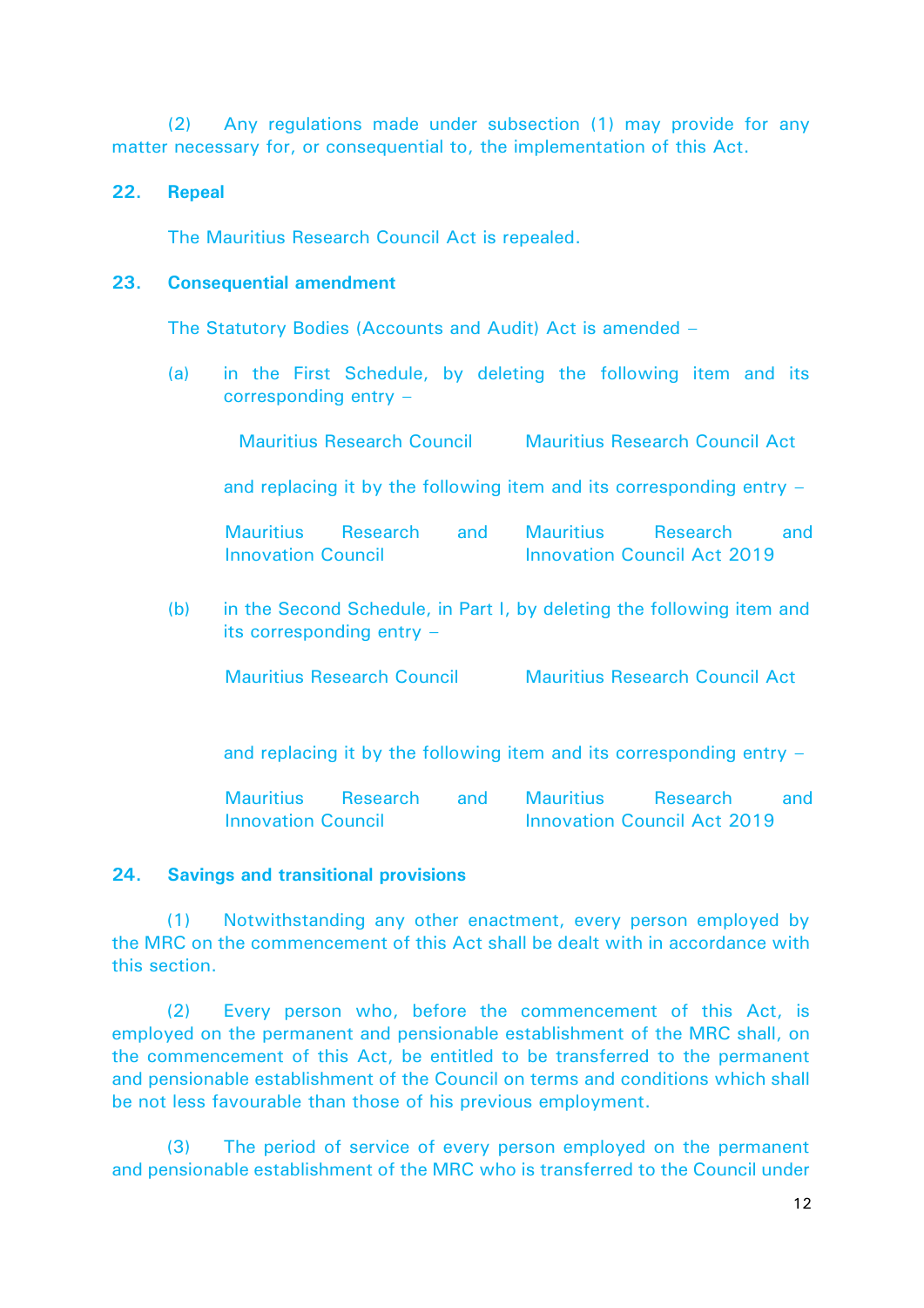(2) Any regulations made under subsection (1) may provide for any matter necessary for, or consequential to, the implementation of this Act.

**22. Repeal**

The Mauritius Research Council Act is repealed.

**23. Consequential amendment**

The Statutory Bodies (Accounts and Audit) Act is amended –

(a) in the First Schedule, by deleting the following item and its corresponding entry –

| | |
|---|---|
| Mauritius Research Council | Mauritius Research Council Act |

and replacing it by the following item and its corresponding entry –

| | |
|---|---|
| Mauritius Research and Innovation Council | Mauritius Research and Innovation Council Act 2019 |

(b) in the Second Schedule, in Part I, by deleting the following item and its corresponding entry –

| | |
|---|---|
| Mauritius Research Council | Mauritius Research Council Act |

and replacing it by the following item and its corresponding entry –

| | |
|---|---|
| Mauritius Research and Innovation Council | Mauritius Research and Innovation Council Act 2019 |

**24. Savings and transitional provisions**

(1) Notwithstanding any other enactment, every person employed by the MRC on the commencement of this Act shall be dealt with in accordance with this section.

(2) Every person who, before the commencement of this Act, is employed on the permanent and pensionable establishment of the MRC shall, on the commencement of this Act, be entitled to be transferred to the permanent and pensionable establishment of the Council on terms and conditions which shall be not less favourable than those of his previous employment.

(3) The period of service of every person employed on the permanent and pensionable establishment of the MRC who is transferred to the Council under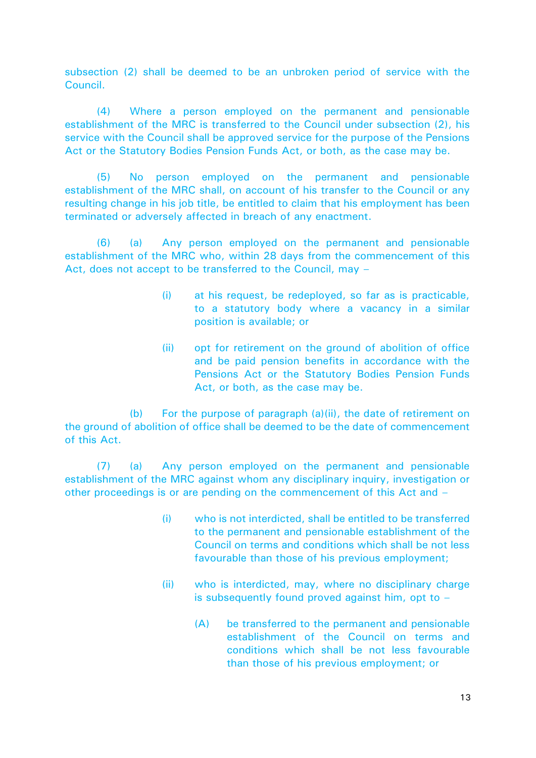subsection (2) shall be deemed to be an unbroken period of service with the Council.

(4) Where a person employed on the permanent and pensionable establishment of the MRC is transferred to the Council under subsection (2), his service with the Council shall be approved service for the purpose of the Pensions Act or the Statutory Bodies Pension Funds Act, or both, as the case may be.

(5) No person employed on the permanent and pensionable establishment of the MRC shall, on account of his transfer to the Council or any resulting change in his job title, be entitled to claim that his employment has been terminated or adversely affected in breach of any enactment.

(6) (a) Any person employed on the permanent and pensionable establishment of the MRC who, within 28 days from the commencement of this Act, does not accept to be transferred to the Council, may –

- (i) at his request, be redeployed, so far as is practicable, to a statutory body where a vacancy in a similar position is available; or
- (ii) opt for retirement on the ground of abolition of office and be paid pension benefits in accordance with the Pensions Act or the Statutory Bodies Pension Funds Act, or both, as the case may be.

(b) For the purpose of paragraph (a)(ii), the date of retirement on the ground of abolition of office shall be deemed to be the date of commencement of this Act.

(7) (a) Any person employed on the permanent and pensionable establishment of the MRC against whom any disciplinary inquiry, investigation or other proceedings is or are pending on the commencement of this Act and –

- (i) who is not interdicted, shall be entitled to be transferred to the permanent and pensionable establishment of the Council on terms and conditions which shall be not less favourable than those of his previous employment;
- (ii) who is interdicted, may, where no disciplinary charge is subsequently found proved against him, opt to –
  - (A) be transferred to the permanent and pensionable establishment of the Council on terms and conditions which shall be not less favourable than those of his previous employment; or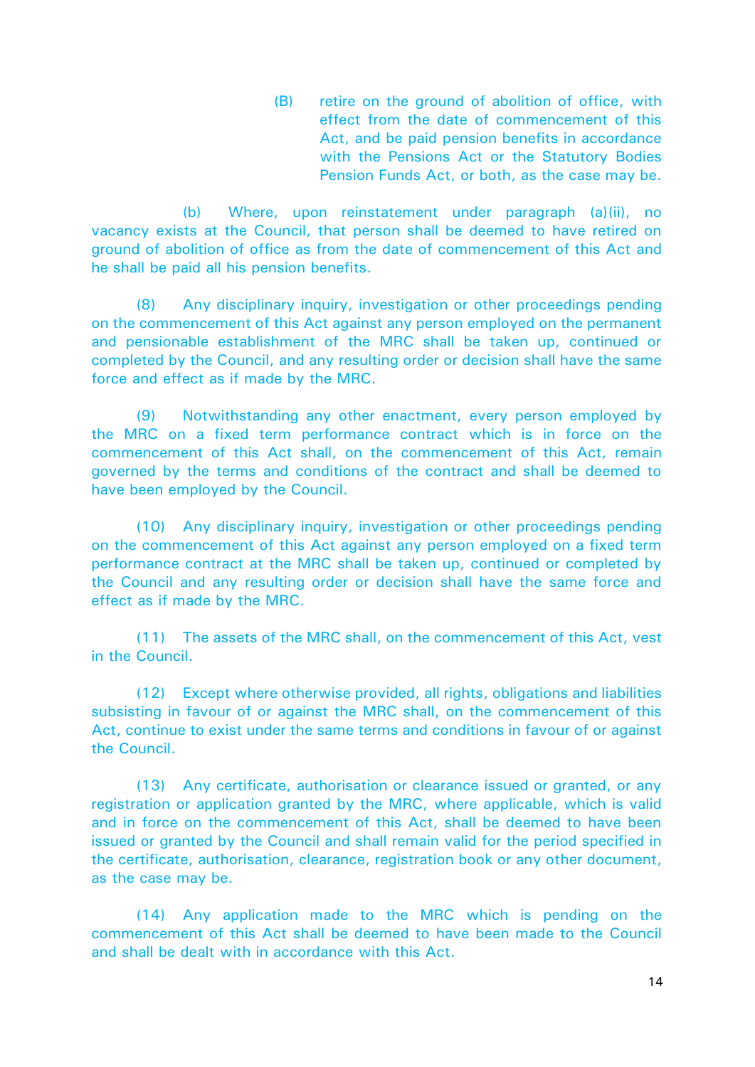(B) retire on the ground of abolition of office, with effect from the date of commencement of this Act, and be paid pension benefits in accordance with the Pensions Act or the Statutory Bodies Pension Funds Act, or both, as the case may be.

(b) Where, upon reinstatement under paragraph (a)(ii), no vacancy exists at the Council, that person shall be deemed to have retired on ground of abolition of office as from the date of commencement of this Act and he shall be paid all his pension benefits.

(8) Any disciplinary inquiry, investigation or other proceedings pending on the commencement of this Act against any person employed on the permanent and pensionable establishment of the MRC shall be taken up, continued or completed by the Council, and any resulting order or decision shall have the same force and effect as if made by the MRC.

(9) Notwithstanding any other enactment, every person employed by the MRC on a fixed term performance contract which is in force on the commencement of this Act shall, on the commencement of this Act, remain governed by the terms and conditions of the contract and shall be deemed to have been employed by the Council.

(10) Any disciplinary inquiry, investigation or other proceedings pending on the commencement of this Act against any person employed on a fixed term performance contract at the MRC shall be taken up, continued or completed by the Council and any resulting order or decision shall have the same force and effect as if made by the MRC.

(11) The assets of the MRC shall, on the commencement of this Act, vest in the Council.

(12) Except where otherwise provided, all rights, obligations and liabilities subsisting in favour of or against the MRC shall, on the commencement of this Act, continue to exist under the same terms and conditions in favour of or against the Council.

(13) Any certificate, authorisation or clearance issued or granted, or any registration or application granted by the MRC, where applicable, which is valid and in force on the commencement of this Act, shall be deemed to have been issued or granted by the Council and shall remain valid for the period specified in the certificate, authorisation, clearance, registration book or any other document, as the case may be.

(14) Any application made to the MRC which is pending on the commencement of this Act shall be deemed to have been made to the Council and shall be dealt with in accordance with this Act.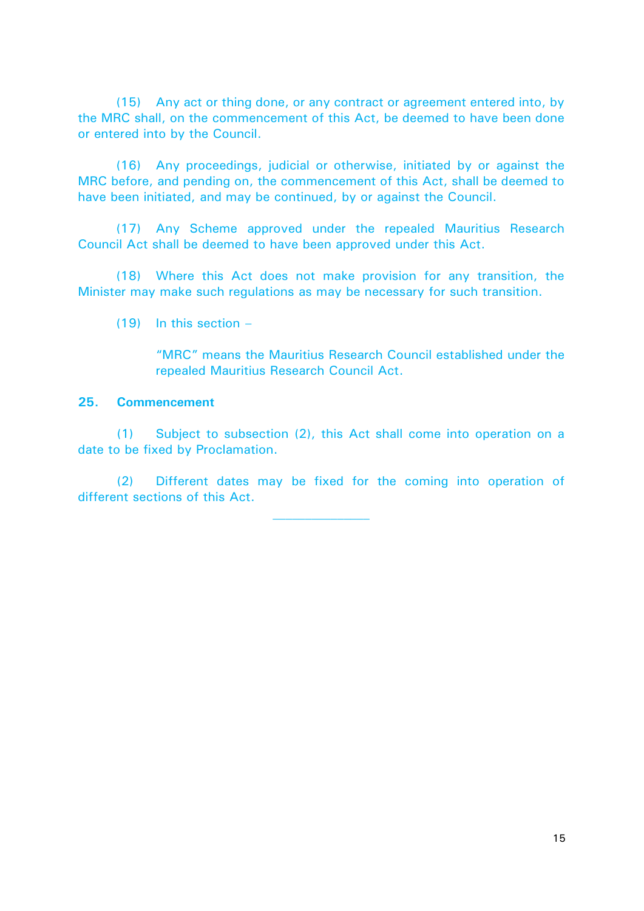(15) Any act or thing done, or any contract or agreement entered into, by the MRC shall, on the commencement of this Act, be deemed to have been done or entered into by the Council.

(16) Any proceedings, judicial or otherwise, initiated by or against the MRC before, and pending on, the commencement of this Act, shall be deemed to have been initiated, and may be continued, by or against the Council.

(17) Any Scheme approved under the repealed Mauritius Research Council Act shall be deemed to have been approved under this Act.

(18) Where this Act does not make provision for any transition, the Minister may make such regulations as may be necessary for such transition.

(19) In this section –

"MRC" means the Mauritius Research Council established under the repealed Mauritius Research Council Act.

## 25. Commencement

(1) Subject to subsection (2), this Act shall come into operation on a date to be fixed by Proclamation.

(2) Different dates may be fixed for the coming into operation of different sections of this Act.

---